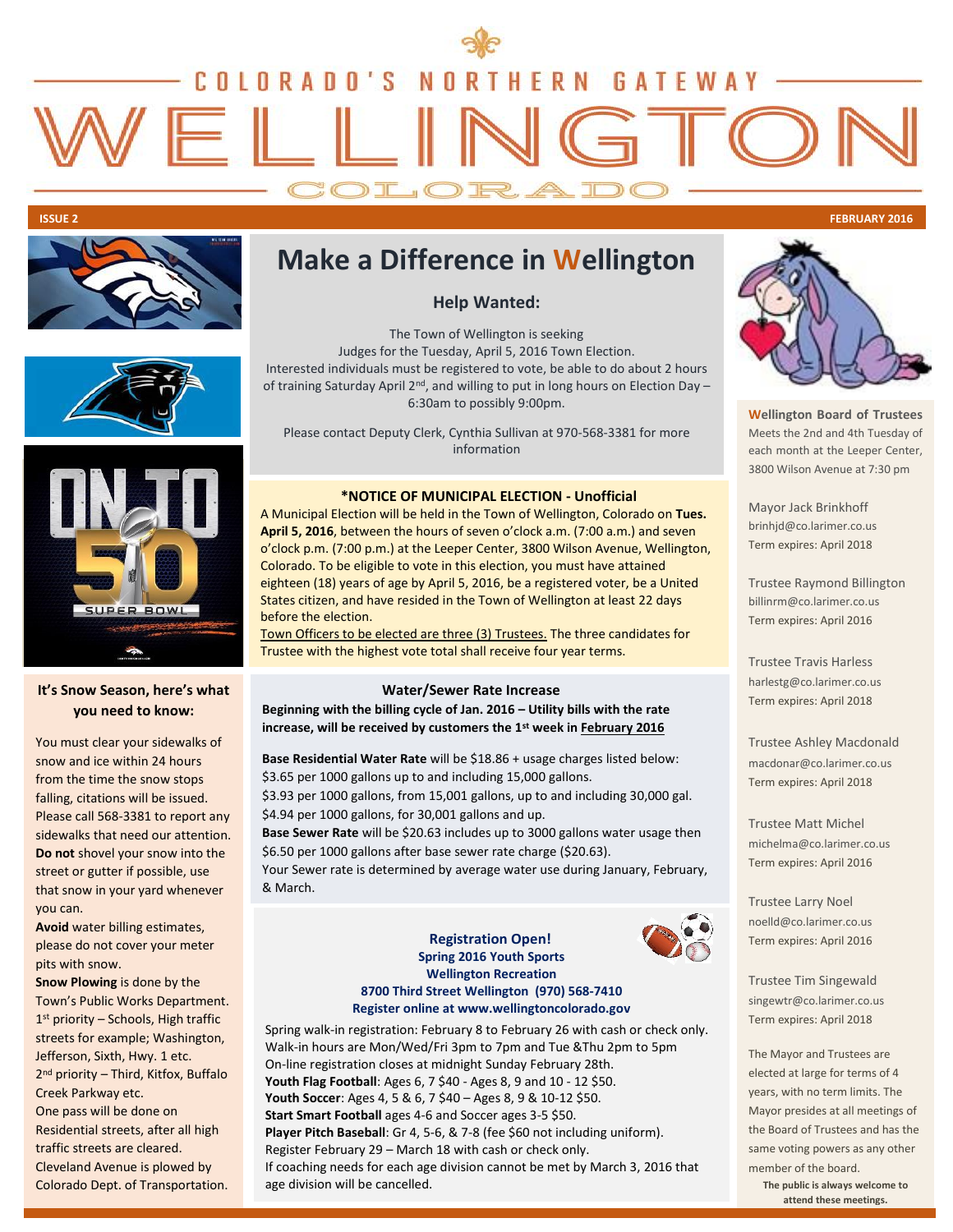# COLORADO'S NORTHERN GATEWAY WELLINGTON COLORADO

**ISSUE 2** — **FEBRUARY 2016**

## Make a Difference in Wellington

### Help Wanted:

The Town of Wellington is seeking Judges for the Tuesday, April 5, 2016 Town Election. Interested individuals must be registered to vote, be able to do about 2 hours of training Saturday April 2nd, and willing to put in long hours on Election Day – 6:30am to possibly 9:00pm.

Please contact Deputy Clerk, Cynthia Sullivan at 970-568-3381 for more information

### *NOTICE OF MUNICIPAL ELECTION - Unofficial

A Municipal Election will be held in the Town of Wellington, Colorado on **Tues. April 5, 2016**, between the hours of seven o'clock a.m. (7:00 a.m.) and seven o'clock p.m. (7:00 p.m.) at the Leeper Center, 3800 Wilson Avenue, Wellington, Colorado. To be eligible to vote in this election, you must have attained eighteen (18) years of age by April 5, 2016, be a registered voter, be a United States citizen, and have resided in the Town of Wellington at least 22 days before the election.

Town Officers to be elected are three (3) Trustees. The three candidates for Trustee with the highest vote total shall receive four year terms.

### Water/Sewer Rate Increase

**Beginning with the billing cycle of Jan. 2016 – Utility bills with the rate increase, will be received by customers the 1st week in February 2016**

**Base Residential Water Rate** will be $18.86 + usage charges listed below:
$3.65 per 1000 gallons up to and including 15,000 gallons.
$3.93 per 1000 gallons, from 15,001 gallons, up to and including 30,000 gal.
$4.94 per 1000 gallons, for 30,001 gallons and up.
**Base Sewer Rate** will be $20.63 includes up to 3000 gallons water usage then $6.50 per 1000 gallons after base sewer rate charge ($20.63).
Your Sewer rate is determined by average water use during January, February, & March.

### Registration Open!

**Spring 2016 Youth Sports**
**Wellington Recreation**
**8700 Third Street Wellington (970) 568-7410**
**Register online at www.wellingtoncolorado.gov**

Spring walk-in registration: February 8 to February 26 with cash or check only.
Walk-in hours are Mon/Wed/Fri 3pm to 7pm and Tue &Thu 2pm to 5pm
On-line registration closes at midnight Sunday February 28th.
**Youth Flag Football**: Ages 6, 7 $40 - Ages 8, 9 and 10 - 12 $50.
**Youth Soccer**: Ages 4, 5 & 6, 7 $40 – Ages 8, 9 & 10-12 $50.
**Start Smart Football** ages 4-6 and Soccer ages 3-5 $50.
**Player Pitch Baseball**: Gr 4, 5-6, & 7-8 (fee $60 not including uniform).
Register February 29 – March 18 with cash or check only.
If coaching needs for each age division cannot be met by March 3, 2016 that age division will be cancelled.

### It's Snow Season, here's what you need to know:

You must clear your sidewalks of snow and ice within 24 hours from the time the snow stops falling, citations will be issued. Please call 568-3381 to report any sidewalks that need our attention.

**Do not** shovel your snow into the street or gutter if possible, use that snow in your yard whenever you can.

**Avoid** water billing estimates, please do not cover your meter pits with snow.

**Snow Plowing** is done by the Town's Public Works Department.
1st priority – Schools, High traffic streets for example; Washington, Jefferson, Sixth, Hwy. 1 etc.
2nd priority – Third, Kitfox, Buffalo Creek Parkway etc.
One pass will be done on Residential streets, after all high traffic streets are cleared.
Cleveland Avenue is plowed by Colorado Dept. of Transportation.

### Wellington Board of Trustees

Meets the 2nd and 4th Tuesday of each month at the Leeper Center, 3800 Wilson Avenue at 7:30 pm

Mayor Jack Brinkhoff
brinhjd@co.larimer.co.us
Term expires: April 2018

Trustee Raymond Billington
billinrm@co.larimer.co.us
Term expires: April 2016

Trustee Travis Harless
harlestg@co.larimer.co.us
Term expires: April 2018

Trustee Ashley Macdonald
macdonar@co.larimer.co.us
Term expires: April 2018

Trustee Matt Michel
michelma@co.larimer.co.us
Term expires: April 2016

Trustee Larry Noel
noelld@co.larimer.co.us
Term expires: April 2016

Trustee Tim Singewald
singewtr@co.larimer.co.us
Term expires: April 2018

The Mayor and Trustees are elected at large for terms of 4 years, with no term limits. The Mayor presides at all meetings of the Board of Trustees and has the same voting powers as any other member of the board.

**The public is always welcome to attend these meetings.**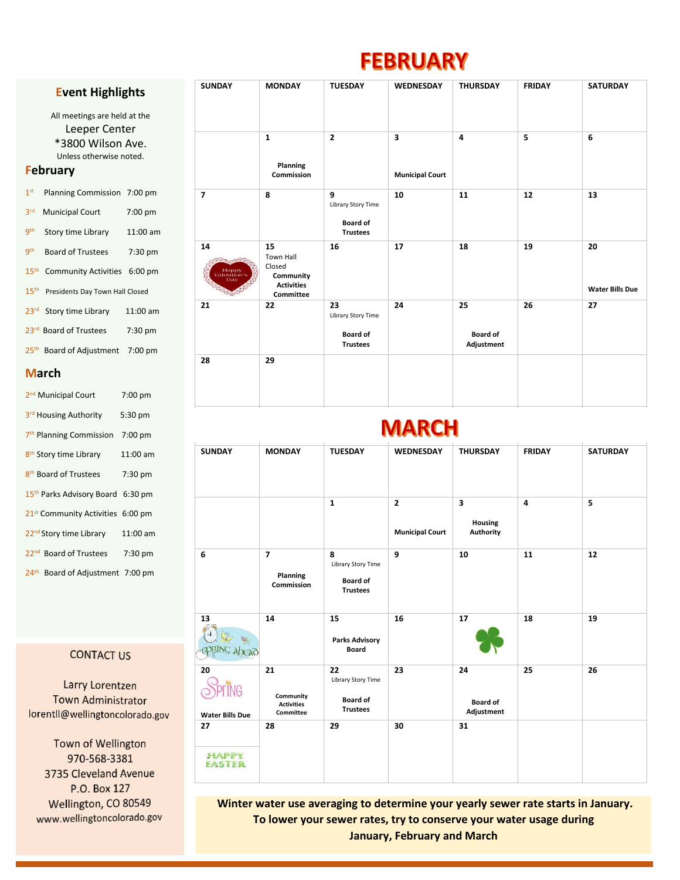## Event Highlights

All meetings are held at the
Leeper Center
*3800 Wilson Ave.
Unless otherwise noted.

### February

1st Planning Commission 7:00 pm
3rd Municipal Court 7:00 pm
9th Story time Library 11:00 am
9th Board of Trustees 7:30 pm
15th Community Activities 6:00 pm
15th Presidents Day Town Hall Closed
23rd Story time Library 11:00 am
23rd Board of Trustees 7:30 pm
25th Board of Adjustment 7:00 pm

### March

2nd Municipal Court 7:00 pm
3rd Housing Authority 5:30 pm
7th Planning Commission 7:00 pm
8th Story time Library 11:00 am
8th Board of Trustees 7:30 pm
15th Parks Advisory Board 6:30 pm
21st Community Activities 6:00 pm
22nd Story time Library 11:00 am
22nd Board of Trustees 7:30 pm
24th Board of Adjustment 7:00 pm

## CONTACT US

Larry Lorentzen
Town Administrator
lorentll@wellingtoncolorado.gov

Town of Wellington
970-568-3381
3735 Cleveland Avenue
P.O. Box 127
Wellington, CO 80549
www.wellingtoncolorado.gov

# FEBRUARY

| SUNDAY | MONDAY | TUESDAY | WEDNESDAY | THURSDAY | FRIDAY | SATURDAY |
|---|---|---|---|---|---|---|
| | 1 Planning Commission | 2 | 3 Municipal Court | 4 | 5 | 6 |
| 7 | 8 | 9 Library Story Time Board of Trustees | 10 | 11 | 12 | 13 |
| 14 Happy Valentine's Day | 15 Town Hall Closed Community Activities Committee | 16 | 17 | 18 | 19 | 20 Water Bills Due |
| 21 | 22 | 23 Library Story Time Board of Trustees | 24 | 25 Board of Adjustment | 26 | 27 |
| 28 | 29 | | | | | |

# MARCH

| SUNDAY | MONDAY | TUESDAY | WEDNESDAY | THURSDAY | FRIDAY | SATURDAY |
|---|---|---|---|---|---|---|
| | | 1 | 2 Municipal Court | 3 Housing Authority | 4 | 5 |
| 6 | 7 Planning Commission | 8 Library Story Time Board of Trustees | 9 | 10 | 11 | 12 |
| 13 Spring Ahead | 14 | 15 Parks Advisory Board | 16 | 17 | 18 | 19 |
| 20 Spring Water Bills Due | 21 Community Activities Committee | 22 Library Story Time Board of Trustees | 23 | 24 Board of Adjustment | 25 | 26 |
| 27 Happy Easter | 28 | 29 | 30 | 31 | | |

**Winter water use averaging to determine your yearly sewer rate starts in January. To lower your sewer rates, try to conserve your water usage during January, February and March**